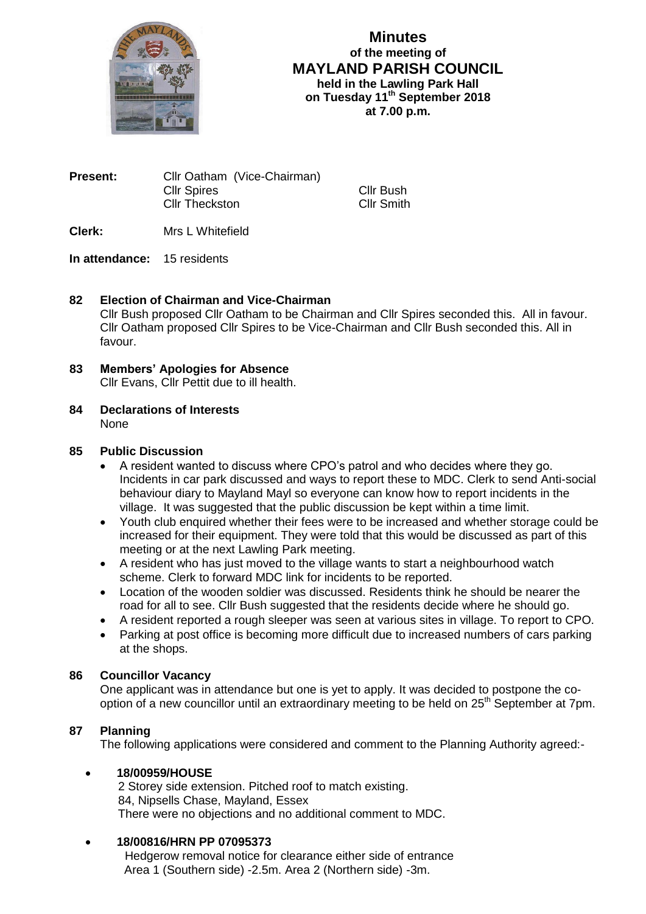# Minutes
## of the meeting of
## MAYLAND PARISH COUNCIL
**held in the Lawling Park Hall**
**on Tuesday 11th September 2018**
**at 7.00 p.m.**

**Present:** Cllr Oatham (Vice-Chairman)
Cllr Spires
Cllr Bush
Cllr Theckston
Cllr Smith

**Clerk:** Mrs L Whitefield

**In attendance:** 15 residents

### 82 Election of Chairman and Vice-Chairman

Cllr Bush proposed Cllr Oatham to be Chairman and Cllr Spires seconded this. All in favour. Cllr Oatham proposed Cllr Spires to be Vice-Chairman and Cllr Bush seconded this. All in favour.

### 83 Members' Apologies for Absence

Cllr Evans, Cllr Pettit due to ill health.

### 84 Declarations of Interests

None

### 85 Public Discussion

- A resident wanted to discuss where CPO's patrol and who decides where they go. Incidents in car park discussed and ways to report these to MDC. Clerk to send Anti-social behaviour diary to Mayland Mayl so everyone can know how to report incidents in the village. It was suggested that the public discussion be kept within a time limit.
- Youth club enquired whether their fees were to be increased and whether storage could be increased for their equipment. They were told that this would be discussed as part of this meeting or at the next Lawling Park meeting.
- A resident who has just moved to the village wants to start a neighbourhood watch scheme. Clerk to forward MDC link for incidents to be reported.
- Location of the wooden soldier was discussed. Residents think he should be nearer the road for all to see. Cllr Bush suggested that the residents decide where he should go.
- A resident reported a rough sleeper was seen at various sites in village. To report to CPO.
- Parking at post office is becoming more difficult due to increased numbers of cars parking at the shops.

### 86 Councillor Vacancy

One applicant was in attendance but one is yet to apply. It was decided to postpone the co-option of a new councillor until an extraordinary meeting to be held on 25th September at 7pm.

### 87 Planning

The following applications were considered and comment to the Planning Authority agreed:-

- **18/00959/HOUSE**
  2 Storey side extension. Pitched roof to match existing.
  84, Nipsells Chase, Mayland, Essex
  There were no objections and no additional comment to MDC.

- **18/00816/HRN PP 07095373**
  Hedgerow removal notice for clearance either side of entrance
  Area 1 (Southern side) -2.5m. Area 2 (Northern side) -3m.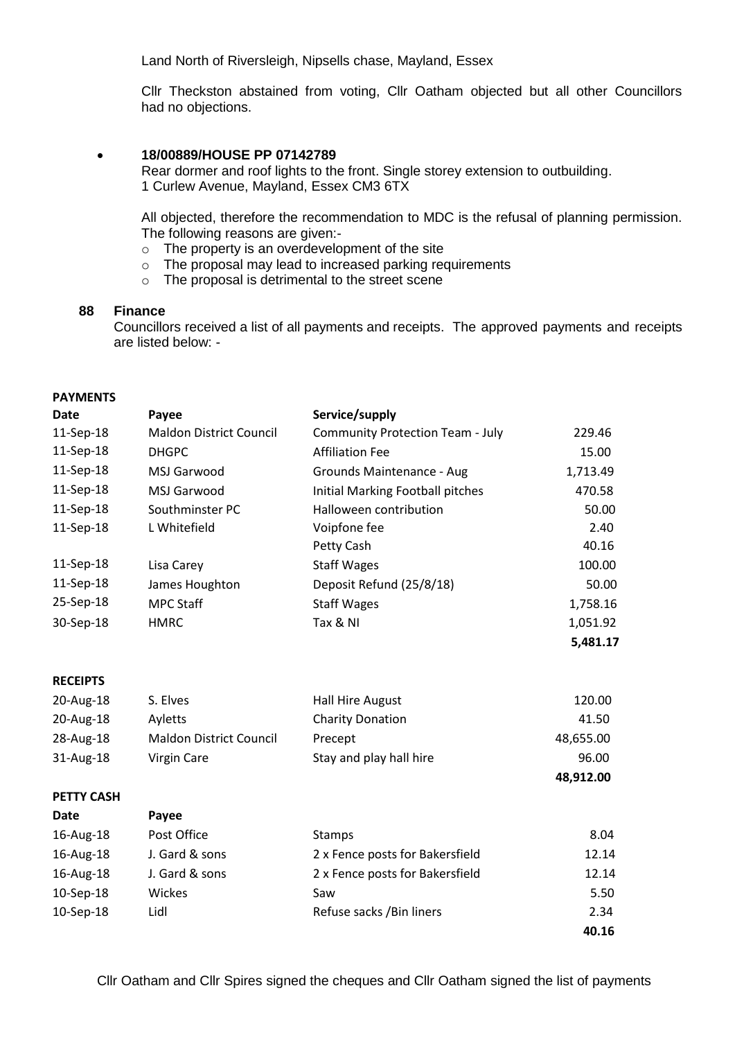Land North of Riversleigh, Nipsells chase, Mayland, Essex

Cllr Theckston abstained from voting, Cllr Oatham objected but all other Councillors had no objections.

- **18/00889/HOUSE PP 07142789**
  Rear dormer and roof lights to the front. Single storey extension to outbuilding.
  1 Curlew Avenue, Mayland, Essex CM3 6TX

  All objected, therefore the recommendation to MDC is the refusal of planning permission. The following reasons are given:-
  - The property is an overdevelopment of the site
  - The proposal may lead to increased parking requirements
  - The proposal is detrimental to the street scene

## 88 Finance

Councillors received a list of all payments and receipts. The approved payments and receipts are listed below: -

**PAYMENTS**

| Date | Payee | Service/supply | |
|---|---|---|---|
| 11-Sep-18 | Maldon District Council | Community Protection Team - July | 229.46 |
| 11-Sep-18 | DHGPC | Affiliation Fee | 15.00 |
| 11-Sep-18 | MSJ Garwood | Grounds Maintenance - Aug | 1,713.49 |
| 11-Sep-18 | MSJ Garwood | Initial Marking Football pitches | 470.58 |
| 11-Sep-18 | Southminster PC | Halloween contribution | 50.00 |
| 11-Sep-18 | L Whitefield | Voipfone fee | 2.40 |
| | | Petty Cash | 40.16 |
| 11-Sep-18 | Lisa Carey | Staff Wages | 100.00 |
| 11-Sep-18 | James Houghton | Deposit Refund (25/8/18) | 50.00 |
| 25-Sep-18 | MPC Staff | Staff Wages | 1,758.16 |
| 30-Sep-18 | HMRC | Tax & NI | 1,051.92 |
| | | | **5,481.17** |

**RECEIPTS**

| Date | Payee | Service/supply | |
|---|---|---|---|
| 20-Aug-18 | S. Elves | Hall Hire August | 120.00 |
| 20-Aug-18 | Ayletts | Charity Donation | 41.50 |
| 28-Aug-18 | Maldon District Council | Precept | 48,655.00 |
| 31-Aug-18 | Virgin Care | Stay and play hall hire | 96.00 |
| | | | **48,912.00** |

**PETTY CASH**

| Date | Payee | | |
|---|---|---|---|
| 16-Aug-18 | Post Office | Stamps | 8.04 |
| 16-Aug-18 | J. Gard & sons | 2 x Fence posts for Bakersfield | 12.14 |
| 16-Aug-18 | J. Gard & sons | 2 x Fence posts for Bakersfield | 12.14 |
| 10-Sep-18 | Wickes | Saw | 5.50 |
| 10-Sep-18 | Lidl | Refuse sacks /Bin liners | 2.34 |
| | | | **40.16** |

Cllr Oatham and Cllr Spires signed the cheques and Cllr Oatham signed the list of payments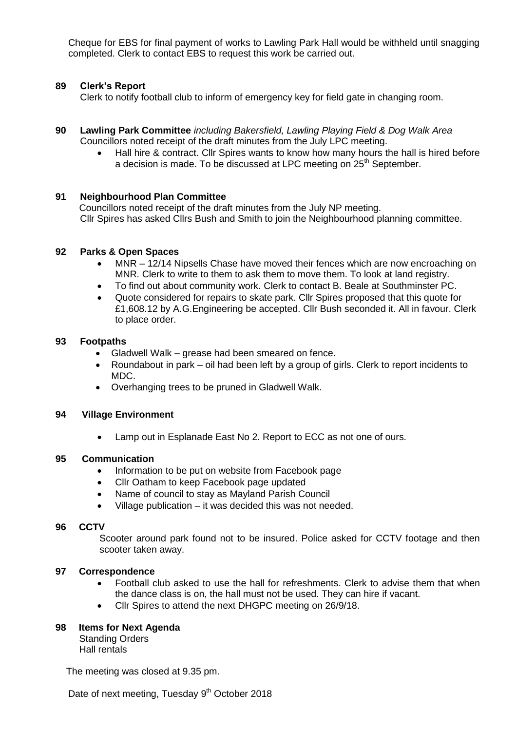Cheque for EBS for final payment of works to Lawling Park Hall would be withheld until snagging completed. Clerk to contact EBS to request this work be carried out.

**89 Clerk's Report**

Clerk to notify football club to inform of emergency key for field gate in changing room.

**90 Lawling Park Committee** *including Bakersfield, Lawling Playing Field & Dog Walk Area*

Councillors noted receipt of the draft minutes from the July LPC meeting.

- Hall hire & contract. Cllr Spires wants to know how many hours the hall is hired before a decision is made. To be discussed at LPC meeting on 25th September.

**91 Neighbourhood Plan Committee**

Councillors noted receipt of the draft minutes from the July NP meeting.
Cllr Spires has asked Cllrs Bush and Smith to join the Neighbourhood planning committee.

**92 Parks & Open Spaces**

- MNR – 12/14 Nipsells Chase have moved their fences which are now encroaching on MNR. Clerk to write to them to ask them to move them. To look at land registry.
- To find out about community work. Clerk to contact B. Beale at Southminster PC.
- Quote considered for repairs to skate park. Cllr Spires proposed that this quote for £1,608.12 by A.G.Engineering be accepted. Cllr Bush seconded it. All in favour. Clerk to place order.

**93 Footpaths**

- Gladwell Walk – grease had been smeared on fence.
- Roundabout in park – oil had been left by a group of girls. Clerk to report incidents to MDC.
- Overhanging trees to be pruned in Gladwell Walk.

**94 Village Environment**

- Lamp out in Esplanade East No 2. Report to ECC as not one of ours.

**95 Communication**

- Information to be put on website from Facebook page
- Cllr Oatham to keep Facebook page updated
- Name of council to stay as Mayland Parish Council
- Village publication – it was decided this was not needed.

**96 CCTV**

Scooter around park found not to be insured. Police asked for CCTV footage and then scooter taken away.

**97 Correspondence**

- Football club asked to use the hall for refreshments. Clerk to advise them that when the dance class is on, the hall must not be used. They can hire if vacant.
- Cllr Spires to attend the next DHGPC meeting on 26/9/18.

**98 Items for Next Agenda**

Standing Orders
Hall rentals

The meeting was closed at 9.35 pm.

Date of next meeting, Tuesday 9th October 2018